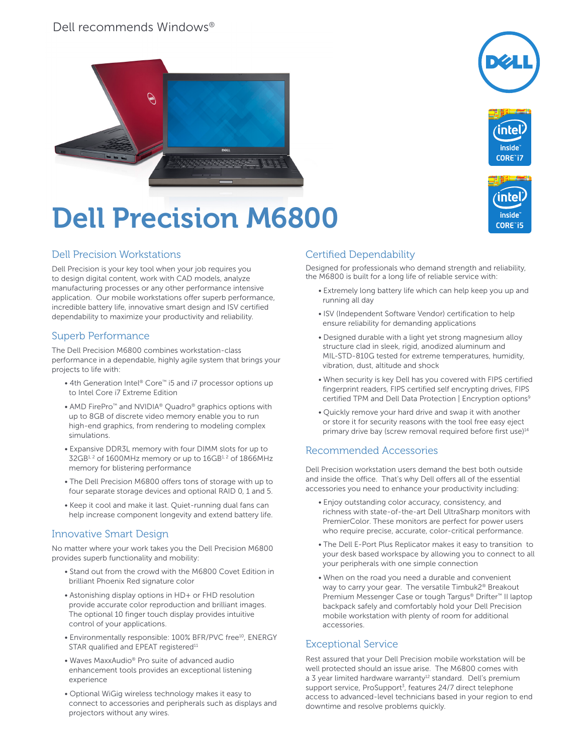Dell recommends Windows®

# Dell Precision M6800

## Dell Precision Workstations

Dell Precision is your key tool when your job requires you to design digital content, work with CAD models, analyze manufacturing processes or any other performance intensive application. Our mobile workstations offer superb performance, incredible battery life, innovative smart design and ISV certified dependability to maximize your productivity and reliability.

## Superb Performance

The Dell Precision M6800 combines workstation-class performance in a dependable, highly agile system that brings your projects to life with:

- 4th Generation Intel® Core™ i5 and i7 processor options up to Intel Core i7 Extreme Edition
- AMD FirePro™ and NVIDIA® Quadro® graphics options with up to 8GB of discrete video memory enable you to run high-end graphics, from rendering to modeling complex simulations.
- Expansive DDR3L memory with four DIMM slots for up to 32GB[1, 2] of 1600MHz memory or up to 16GB[1, 2] of 1866MHz memory for blistering performance
- The Dell Precision M6800 offers tons of storage with up to four separate storage devices and optional RAID 0, 1 and 5.
- Keep it cool and make it last. Quiet-running dual fans can help increase component longevity and extend battery life.

## Innovative Smart Design

No matter where your work takes you the Dell Precision M6800 provides superb functionality and mobility:

- Stand out from the crowd with the M6800 Covet Edition in brilliant Phoenix Red signature color
- Astonishing display options in HD+ or FHD resolution provide accurate color reproduction and brilliant images. The optional 10 finger touch display provides intuitive control of your applications.
- Environmentally responsible: 100% BFR/PVC free[10], ENERGY STAR qualified and EPEAT registered[11]
- Waves MaxxAudio® Pro suite of advanced audio enhancement tools provides an exceptional listening experience
- Optional WiGig wireless technology makes it easy to connect to accessories and peripherals such as displays and projectors without any wires.

## Certified Dependability

Designed for professionals who demand strength and reliability, the M6800 is built for a long life of reliable service with:

- Extremely long battery life which can help keep you up and running all day
- ISV (Independent Software Vendor) certification to help ensure reliability for demanding applications
- Designed durable with a light yet strong magnesium alloy structure clad in sleek, rigid, anodized aluminum and MIL-STD-810G tested for extreme temperatures, humidity, vibration, dust, altitude and shock
- When security is key Dell has you covered with FIPS certified fingerprint readers, FIPS certified self encrypting drives, FIPS certified TPM and Dell Data Protection | Encryption options[9]
- Quickly remove your hard drive and swap it with another or store it for security reasons with the tool free easy eject primary drive bay (screw removal required before first use)[14]

## Recommended Accessories

Dell Precision workstation users demand the best both outside and inside the office. That's why Dell offers all of the essential accessories you need to enhance your productivity including:

- Enjoy outstanding color accuracy, consistency, and richness with state-of-the-art Dell UltraSharp monitors with PremierColor. These monitors are perfect for power users who require precise, accurate, color-critical performance.
- The Dell E-Port Plus Replicator makes it easy to transition to your desk based workspace by allowing you to connect to all your peripherals with one simple connection
- When on the road you need a durable and convenient way to carry your gear. The versatile Timbuk2® Breakout Premium Messenger Case or tough Targus® Drifter™ II laptop backpack safely and comfortably hold your Dell Precision mobile workstation with plenty of room for additional accessories.

## Exceptional Service

Rest assured that your Dell Precision mobile workstation will be well protected should an issue arise. The M6800 comes with a 3 year limited hardware warranty[12] standard. Dell's premium support service, ProSupport[3], features 24/7 direct telephone access to advanced-level technicians based in your region to end downtime and resolve problems quickly.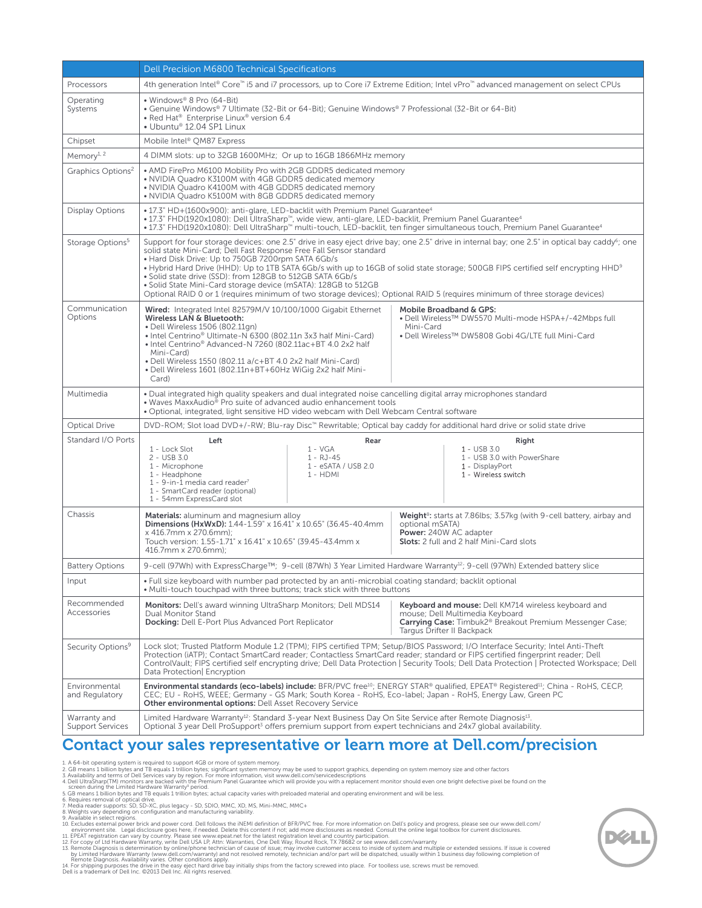| | Dell Precision M6800 Technical Specifications |
|---|---|
| Processors | 4th generation Intel® Core™ i5 and i7 processors, up to Core i7 Extreme Edition; Intel vPro™ advanced management on select CPUs |
| Operating Systems | • Windows® 8 Pro (64-Bit)<br>• Genuine Windows® 7 Ultimate (32-Bit or 64-Bit); Genuine Windows® 7 Professional (32-Bit or 64-Bit)<br>• Red Hat® Enterprise Linux® version 6.4<br>• Ubuntu® 12.04 SP1 Linux |
| Chipset | Mobile Intel® QM87 Express |
| Memory[1, 2] | 4 DIMM slots: up to 32GB 1600MHz; Or up to 16GB 1866MHz memory |
| Graphics Options[2] | • AMD FirePro M6100 Mobility Pro with 2GB GDDR5 dedicated memory<br>• NVIDIA Quadro K3100M with 4GB GDDR5 dedicated memory<br>• NVIDIA Quadro K4100M with 4GB GDDR5 dedicated memory<br>• NVIDIA Quadro K5100M with 8GB GDDR5 dedicated memory |
| Display Options | • 17.3" HD+(1600x900): anti-glare, LED-backlit with Premium Panel Guarantee[4]<br>• 17.3" FHD(1920x1080): Dell UltraSharp™, wide view, anti-glare, LED-backlit, Premium Panel Guarantee[4]<br>• 17.3" FHD(1920x1080): Dell UltraSharp™ multi-touch, LED-backlit, ten finger simultaneous touch, Premium Panel Guarantee[4] |
| Storage Options[5] | Support for four storage devices: one 2.5" drive in easy eject drive bay; one 2.5" drive in internal bay; one 2.5" in optical bay caddy[6]; one solid state Mini-Card; Dell Fast Response Free Fall Sensor standard<br>• Hard Disk Drive: Up to 750GB 7200rpm SATA 6Gb/s<br>• Hybrid Hard Drive (HHD): Up to 1TB SATA 6Gb/s with up to 16GB of solid state storage; 500GB FIPS certified self encrypting HHD[9]<br>• Solid state drive (SSD): from 128GB to 512GB SATA 6Gb/s<br>• Solid State Mini-Card storage device (mSATA): 128GB to 512GB<br>Optional RAID 0 or 1 (requires minimum of two storage devices); Optional RAID 5 (requires minimum of three storage devices) |
| Communication Options | **Wired:** Integrated Intel 82579M/V 10/100/1000 Gigabit Ethernet<br>**Wireless LAN & Bluetooth:**<br>• Dell Wireless 1506 (802.11gn)<br>• Intel Centrino® Ultimate-N 6300 (802.11n 3x3 half Mini-Card)<br>• Intel Centrino® Advanced-N 7260 (802.11ac+BT 4.0 2x2 half Mini-Card)<br>• Dell Wireless 1550 (802.11 a/c+BT 4.0 2x2 half Mini-Card)<br>• Dell Wireless 1601 (802.11n+BT+60Hz WiGig 2x2 half Mini-Card)<br>**Mobile Broadband & GPS:**<br>• Dell Wireless™ DW5570 Multi-mode HSPA+/-42Mbps full Mini-Card<br>• Dell Wireless™ DW5808 Gobi 4G/LTE full Mini-Card |
| Multimedia | • Dual integrated high quality speakers and dual integrated noise cancelling digital array microphones standard<br>• Waves MaxxAudio® Pro suite of advanced audio enhancement tools<br>• Optional, integrated, light sensitive HD video webcam with Dell Webcam Central software |
| Optical Drive | DVD-ROM; Slot load DVD+/-RW; Blu-ray Disc™ Rewritable; Optical bay caddy for additional hard drive or solid state drive |
| Standard I/O Ports | **Left:** 1 - Lock Slot; 2 - USB 3.0; 1 - Microphone; 1 - Headphone; 1 - 9-in-1 media card reader[7]; 1 - SmartCard reader (optional); 1 - 54mm ExpressCard slot<br>**Rear:** 1 - VGA; 1 - RJ-45; 1 - eSATA / USB 2.0; 1 - HDMI<br>**Right:** 1 - USB 3.0; 1 - USB 3.0 with PowerShare; 1 - DisplayPort; 1 - Wireless switch |
| Chassis | **Materials:** aluminum and magnesium alloy<br>**Dimensions (HxWxD):** 1.44-1.59" x 16.41" x 10.65" (36.45-40.4mm x 416.7mm x 270.6mm);<br>Touch version: 1.55-1.71" x 16.41" x 10.65" (39.45-43.4mm x 416.7mm x 270.6mm);<br>**Weight[8]:** starts at 7.86lbs; 3.57kg (with 9-cell battery, airbay and optional mSATA)<br>**Power:** 240W AC adapter<br>**Slots:** 2 full and 2 half Mini-Card slots |
| Battery Options | 9-cell (97Wh) with ExpressCharge™; 9-cell (87Wh) 3 Year Limited Hardware Warranty[12]; 9-cell (97Wh) Extended battery slice |
| Input | • Full size keyboard with number pad protected by an anti-microbial coating standard; backlit optional<br>• Multi-touch touchpad with three buttons; track stick with three buttons |
| Recommended Accessories | **Monitors:** Dell's award winning UltraSharp Monitors; Dell MDS14 Dual Monitor Stand<br>**Docking:** Dell E-Port Plus Advanced Port Replicator<br>**Keyboard and mouse:** Dell KM714 wireless keyboard and mouse; Dell Multimedia Keyboard<br>**Carrying Case:** Timbuk2® Breakout Premium Messenger Case; Targus Drifter II Backpack |
| Security Options[9] | Lock slot; Trusted Platform Module 1.2 (TPM); FIPS certified TPM; Setup/BIOS Password; I/O Interface Security; Intel Anti-Theft Protection (iATP); Contact SmartCard reader; Contactless SmartCard reader; standard or FIPS certified fingerprint reader; Dell ControlVault; FIPS certified self encrypting drive; Dell Data Protection \| Security Tools; Dell Data Protection \| Protected Workspace; Dell Data Protection\| Encryption |
| Environmental and Regulatory | **Environmental standards (eco-labels) include:** BFR/PVC free[10]; ENERGY STAR® qualified, EPEAT® Registered[11]; China - RoHS, CECP, CEC; EU - RoHS, WEEE; Germany - GS Mark; South Korea - RoHS, Eco-label; Japan - RoHS, Energy Law, Green PC<br>**Other environmental options:** Dell Asset Recovery Service |
| Warranty and Support Services | Limited Hardware Warranty[12]: Standard 3-year Next Business Day On Site Service after Remote Diagnosis[13].<br>Optional 3 year Dell ProSupport[3] offers premium support from expert technicians and 24x7 global availability. |

## Contact your sales representative or learn more at Dell.com/precision

1. A 64-bit operating system is required to support 4GB or more of system memory.
2. GB means 1 billion bytes and TB equals 1 trillion bytes; significant system memory may be used to support graphics, depending on system memory size and other factors
3. Availability and terms of Dell Services vary by region. For more information, visit www.dell.com/servicedescriptions
4. Dell UltraSharp(TM) monitors are backed with the Premium Panel Guarantee which will provide you with a replacement monitor should even one bright defective pixel be found on the screen during the Limited Hardware Warranty[9] period.
5. GB means 1 billion bytes and TB equals 1 trillion bytes; actual capacity varies with preloaded material and operating environment and will be less.
6. Requires removal of optical drive.
7. Media reader supports: SD, SD-XC, plus legacy - SD, SDIO, MMC, XD, MS, Mini-MMC, MMC+
8. Weights vary depending on configuration and manufacturing variability.
9. Available in select regions.
10. Excludes external power brick and power cord. Dell follows the iNEMI definition of BFR/PVC free. For more information on Dell's policy and progress, please see our www.dell.com/environment site. Legal disclosure goes here, if needed. Delete this content if not; add more disclosures as needed. Consult the online legal toolbox for current disclosures.
11. EPEAT registration can vary by country. Please see www.epeat.net for the latest registration level and country participation.
12. For copy of Ltd Hardware Warranty, write Dell USA LP, Attn: Warranties, One Dell Way, Round Rock, TX 78682 or see www.dell.com/warranty
13. Remote Diagnosis is determination by online/phone technician of cause of issue; may involve customer access to inside of system and multiple or extended sessions. If issue is covered by Limited Hardware Warranty (www.dell.com/warranty) and not resolved remotely, technician and/or part will be dispatched, usually within 1 business day following completion of Remote Diagnosis. Availability varies. Other conditions apply.
14. For shipping purposes the drive in the easy eject hard drive bay initially ships from the factory screwed into place. For toolless use, screws must be removed.

Dell is a trademark of Dell Inc. ©2013 Dell Inc. All rights reserved.